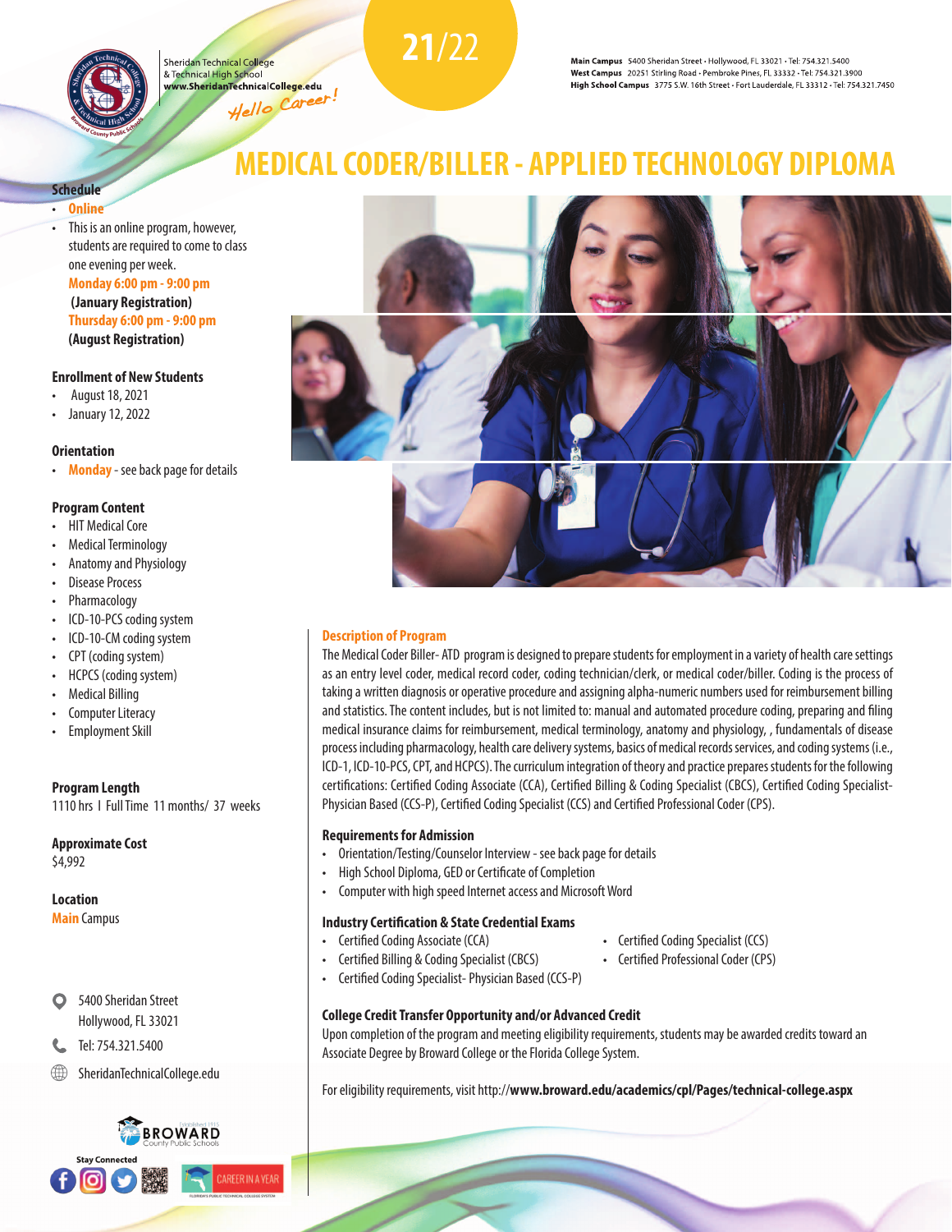Sheridan Technical College
& Technical High School
www.SheridanTechnicalCollege.edu

Hello Career!

**21/22**

**Main Campus** 5400 Sheridan Street • Hollywood, FL 33021 • Tel: 754.321.5400
**West Campus** 20251 Stirling Road • Pembroke Pines, FL 33332 • Tel: 754.321.3900
**High School Campus** 3775 S.W. 16th Street • Fort Lauderdale, FL 33312 • Tel: 754.321.7450

# MEDICAL CODER/BILLER - APPLIED TECHNOLOGY DIPLOMA

### Schedule

- **Online**
- This is an online program, however, students are required to come to class one evening per week.
  **Monday 6:00 pm - 9:00 pm**
  **(January Registration)**
  **Thursday 6:00 pm - 9:00 pm**
  **(August Registration)**

### Enrollment of New Students

- August 18, 2021
- January 12, 2022

### Orientation

- **Monday** - see back page for details

### Program Content

- HIT Medical Core
- Medical Terminology
- Anatomy and Physiology
- Disease Process
- Pharmacology
- ICD-10-PCS coding system
- ICD-10-CM coding system
- CPT (coding system)
- HCPCS (coding system)
- Medical Billing
- Computer Literacy
- Employment Skill

### Program Length

1110 hrs I Full Time 11 months/ 37 weeks

### Approximate Cost

$4,992

### Location

**Main** Campus

5400 Sheridan Street
Hollywood, FL 33021

Tel: 754.321.5400

SheridanTechnicalCollege.edu

BROWARD County Public Schools

Stay Connected

CAREER IN A YEAR

### Description of Program

The Medical Coder Biller- ATD program is designed to prepare students for employment in a variety of health care settings as an entry level coder, medical record coder, coding technician/clerk, or medical coder/biller. Coding is the process of taking a written diagnosis or operative procedure and assigning alpha-numeric numbers used for reimbursement billing and statistics. The content includes, but is not limited to: manual and automated procedure coding, preparing and filing medical insurance claims for reimbursement, medical terminology, anatomy and physiology, , fundamentals of disease process including pharmacology, health care delivery systems, basics of medical records services, and coding systems (i.e., ICD-1, ICD-10-PCS, CPT, and HCPCS). The curriculum integration of theory and practice prepares students for the following certifications: Certified Coding Associate (CCA), Certified Billing & Coding Specialist (CBCS), Certified Coding Specialist-Physician Based (CCS-P), Certified Coding Specialist (CCS) and Certified Professional Coder (CPS).

### Requirements for Admission

- Orientation/Testing/Counselor Interview - see back page for details
- High School Diploma, GED or Certificate of Completion
- Computer with high speed Internet access and Microsoft Word

### Industry Certification & State Credential Exams

- Certified Coding Associate (CCA)
- Certified Billing & Coding Specialist (CBCS)
- Certified Coding Specialist- Physician Based (CCS-P)
- Certified Coding Specialist (CCS)
- Certified Professional Coder (CPS)

### College Credit Transfer Opportunity and/or Advanced Credit

Upon completion of the program and meeting eligibility requirements, students may be awarded credits toward an Associate Degree by Broward College or the Florida College System.

For eligibility requirements, visit http://**www.broward.edu/academics/cpl/Pages/technical-college.aspx**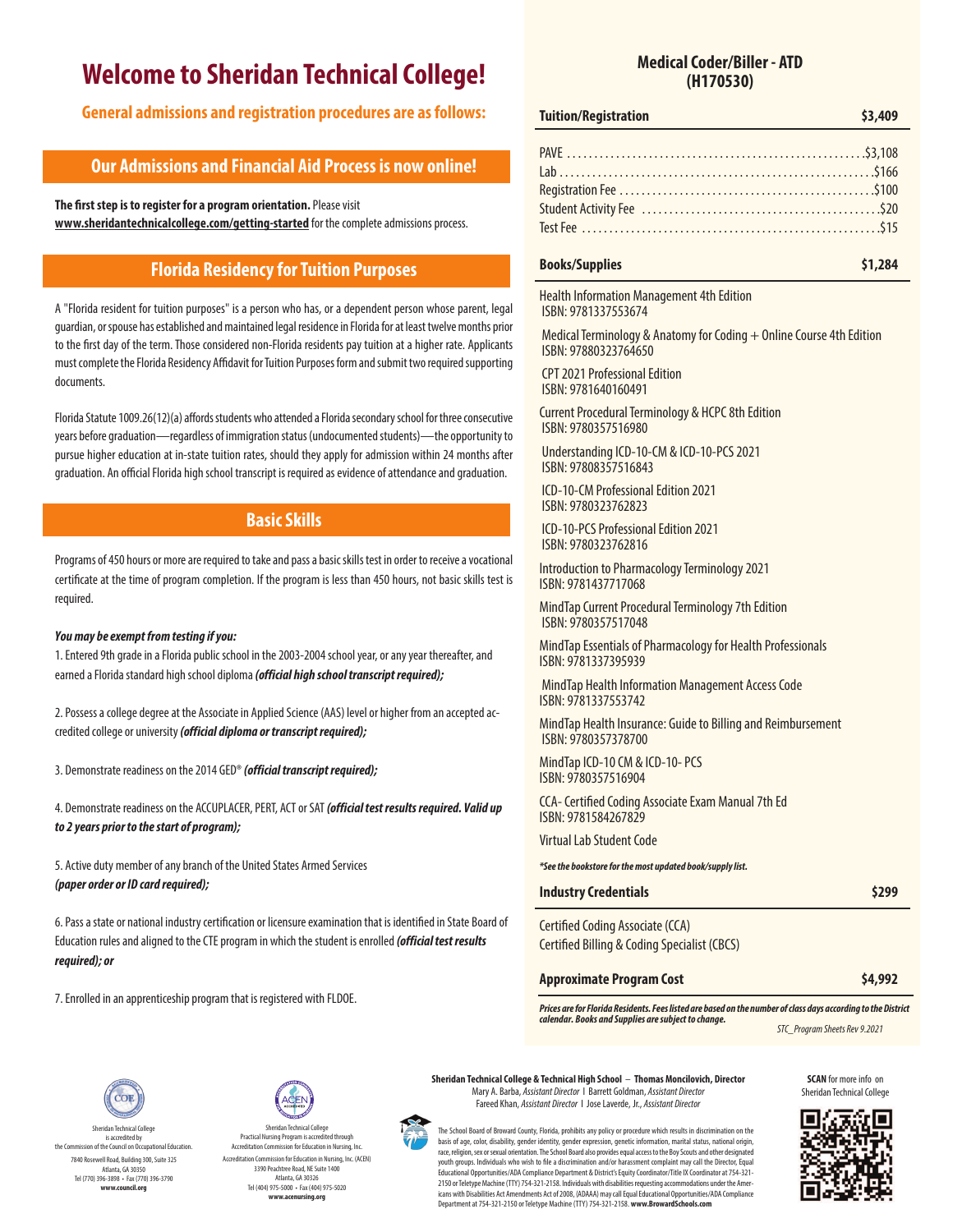# Welcome to Sheridan Technical College!

**General admissions and registration procedures are as follows:**

## Our Admissions and Financial Aid Process is now online!

**The first step is to register for a program orientation.** Please visit **www.sheridantechnicalcollege.com/getting-started** for the complete admissions process.

## Florida Residency for Tuition Purposes

A "Florida resident for tuition purposes" is a person who has, or a dependent person whose parent, legal guardian, or spouse has established and maintained legal residence in Florida for at least twelve months prior to the first day of the term. Those considered non-Florida residents pay tuition at a higher rate. Applicants must complete the Florida Residency Affidavit for Tuition Purposes form and submit two required supporting documents.

Florida Statute 1009.26(12)(a) affords students who attended a Florida secondary school for three consecutive years before graduation—regardless of immigration status (undocumented students)—the opportunity to pursue higher education at in-state tuition rates, should they apply for admission within 24 months after graduation. An official Florida high school transcript is required as evidence of attendance and graduation.

## Basic Skills

Programs of 450 hours or more are required to take and pass a basic skills test in order to receive a vocational certificate at the time of program completion. If the program is less than 450 hours, not basic skills test is required.

***You may be exempt from testing if you:***

1. Entered 9th grade in a Florida public school in the 2003-2004 school year, or any year thereafter, and earned a Florida standard high school diploma ***(official high school transcript required);***

2. Possess a college degree at the Associate in Applied Science (AAS) level or higher from an accepted accredited college or university ***(official diploma or transcript required);***

3. Demonstrate readiness on the 2014 GED® ***(official transcript required);***

4. Demonstrate readiness on the ACCUPLACER, PERT, ACT or SAT ***(official test results required. Valid up to 2 years prior to the start of program);***

5. Active duty member of any branch of the United States Armed Services ***(paper order or ID card required);***

6. Pass a state or national industry certification or licensure examination that is identified in State Board of Education rules and aligned to the CTE program in which the student is enrolled ***(official test results required); or***

7. Enrolled in an apprenticeship program that is registered with FLDOE.

## Medical Coder/Biller - ATD (H170530)

| **Tuition/Registration** | **$3,409** |
|---|---|
| PAVE | $3,108 |
| Lab | $166 |
| Registration Fee | $100 |
| Student Activity Fee | $20 |
| Test Fee | $15 |

| **Books/Supplies** | **$1,284** |
|---|---|

Health Information Management 4th Edition
ISBN: 9781337553674

Medical Terminology & Anatomy for Coding + Online Course 4th Edition
ISBN: 97880323764650

CPT 2021 Professional Edition
ISBN: 9781640160491

Current Procedural Terminology & HCPC 8th Edition
ISBN: 9780357516980

Understanding ICD-10-CM & ICD-10-PCS 2021
ISBN: 97808357516843

ICD-10-CM Professional Edition 2021
ISBN: 9780323762823

ICD-10-PCS Professional Edition 2021
ISBN: 9780323762816

Introduction to Pharmacology Terminology 2021
ISBN: 9781437717068

MindTap Current Procedural Terminology 7th Edition
ISBN: 9780357517048

MindTap Essentials of Pharmacology for Health Professionals
ISBN: 9781337395939

MindTap Health Information Management Access Code
ISBN: 9781337553742

MindTap Health Insurance: Guide to Billing and Reimbursement
ISBN: 9780357378700

MindTap ICD-10 CM & ICD-10- PCS
ISBN: 9780357516904

CCA- Certified Coding Associate Exam Manual 7th Ed
ISBN: 9781584267829

Virtual Lab Student Code

***\*See the bookstore for the most updated book/supply list.***

| **Industry Credentials** | **$299** |
|---|---|

Certified Coding Associate (CCA)
Certified Billing & Coding Specialist (CBCS)

| **Approximate Program Cost** | **$4,992** |
|---|---|

***Prices are for Florida Residents. Fees listed are based on the number of class days according to the District calendar. Books and Supplies are subject to change.***

*STC_Program Sheets Rev 9.2021*

Sheridan Technical College is accredited by the Commission of the Council on Occupational Education.
7840 Roswell Road, Building 300, Suite 325
Atlanta, GA 30350
Tel (770) 396-3898 • Fax (770) 396-3790
**www.council.org**

Sheridan Technical College Practical Nursing Program is accredited through Accreditation Commission for Education in Nursing, Inc.
Accreditation Commission for Education in Nursing, Inc. (ACEN)
3390 Peachtree Road, NE Suite 1400
Atlanta, GA 30326
Tel (404) 975-5000 • Fax (404) 975-5020
**www.acenursing.org**

**Sheridan Technical College & Technical High School – Thomas Moncilovich, Director**
Mary A. Barba, *Assistant Director* | Barrett Goldman, *Assistant Director*
Fareed Khan, *Assistant Director* | Jose Laverde, Jr., *Assistant Director*

The School Board of Broward County, Florida, prohibits any policy or procedure which results in discrimination on the basis of age, color, disability, gender identity, gender expression, genetic information, marital status, national origin, race, religion, sex or sexual orientation. The School Board also provides equal access to the Boy Scouts and other designated youth groups. Individuals who wish to file a discrimination and/or harassment complaint may call the Director, Equal Educational Opportunities/ADA Compliance Department & District's Equity Coordinator/Title IX Coordinator at 754-321-2150 or Teletype Machine (TTY) 754-321-2158. Individuals with disabilities requesting accommodations under the Americans with Disabilities Act Amendments Act of 2008, (ADAAA) may call Equal Educational Opportunities/ADA Compliance Department at 754-321-2150 or Teletype Machine (TTY) 754-321-2158. **www.BrowardSchools.com**

**SCAN** for more info on Sheridan Technical College